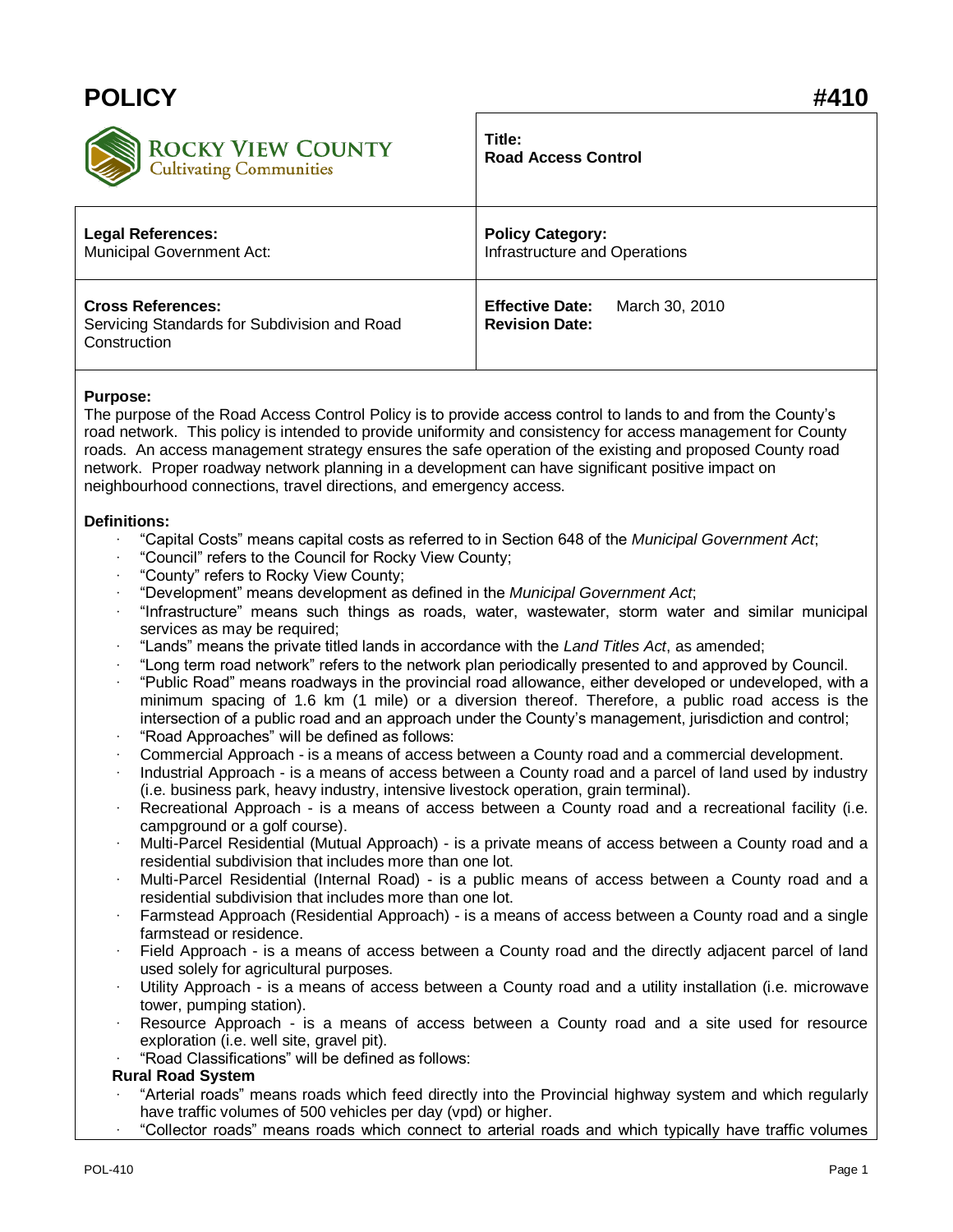# POLICY #410

| ROCKY VIEW COUNTY Cultivating Communities | **Title:** **Road Access Control** |
|---|---|
| **Legal References:** Municipal Government Act: | **Policy Category:** Infrastructure and Operations |
| **Cross References:** Servicing Standards for Subdivision and Road Construction | **Effective Date:** March 30, 2010 **Revision Date:** |

**Purpose:**
The purpose of the Road Access Control Policy is to provide access control to lands to and from the County's road network. This policy is intended to provide uniformity and consistency for access management for County roads. An access management strategy ensures the safe operation of the existing and proposed County road network. Proper roadway network planning in a development can have significant positive impact on neighbourhood connections, travel directions, and emergency access.

**Definitions:**

- "Capital Costs" means capital costs as referred to in Section 648 of the *Municipal Government Act*;
- "Council" refers to the Council for Rocky View County;
- "County" refers to Rocky View County;
- "Development" means development as defined in the *Municipal Government Act*;
- "Infrastructure" means such things as roads, water, wastewater, storm water and similar municipal services as may be required;
- "Lands" means the private titled lands in accordance with the *Land Titles Act*, as amended;
- "Long term road network" refers to the network plan periodically presented to and approved by Council.
- "Public Road" means roadways in the provincial road allowance, either developed or undeveloped, with a minimum spacing of 1.6 km (1 mile) or a diversion thereof. Therefore, a public road access is the intersection of a public road and an approach under the County's management, jurisdiction and control;
- "Road Approaches" will be defined as follows:
- Commercial Approach - is a means of access between a County road and a commercial development.
- Industrial Approach - is a means of access between a County road and a parcel of land used by industry (i.e. business park, heavy industry, intensive livestock operation, grain terminal).
- Recreational Approach - is a means of access between a County road and a recreational facility (i.e. campground or a golf course).
- Multi-Parcel Residential (Mutual Approach) - is a private means of access between a County road and a residential subdivision that includes more than one lot.
- Multi-Parcel Residential (Internal Road) - is a public means of access between a County road and a residential subdivision that includes more than one lot.
- Farmstead Approach (Residential Approach) - is a means of access between a County road and a single farmstead or residence.
- Field Approach - is a means of access between a County road and the directly adjacent parcel of land used solely for agricultural purposes.
- Utility Approach - is a means of access between a County road and a utility installation (i.e. microwave tower, pumping station).
- Resource Approach - is a means of access between a County road and a site used for resource exploration (i.e. well site, gravel pit).
- "Road Classifications" will be defined as follows:

**Rural Road System**

- "Arterial roads" means roads which feed directly into the Provincial highway system and which regularly have traffic volumes of 500 vehicles per day (vpd) or higher.
- "Collector roads" means roads which connect to arterial roads and which typically have traffic volumes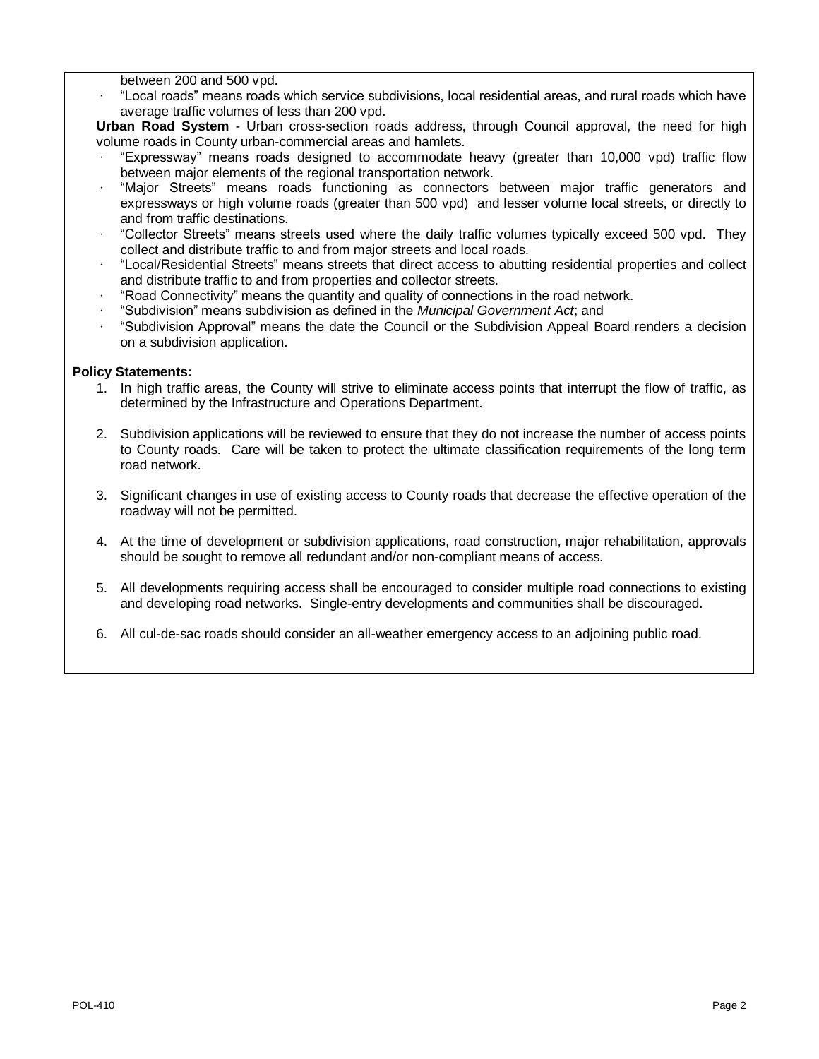between 200 and 500 vpd.

- "Local roads" means roads which service subdivisions, local residential areas, and rural roads which have average traffic volumes of less than 200 vpd.

**Urban Road System** - Urban cross-section roads address, through Council approval, the need for high volume roads in County urban-commercial areas and hamlets.

- "Expressway" means roads designed to accommodate heavy (greater than 10,000 vpd) traffic flow between major elements of the regional transportation network.
- "Major Streets" means roads functioning as connectors between major traffic generators and expressways or high volume roads (greater than 500 vpd) and lesser volume local streets, or directly to and from traffic destinations.
- "Collector Streets" means streets used where the daily traffic volumes typically exceed 500 vpd. They collect and distribute traffic to and from major streets and local roads.
- "Local/Residential Streets" means streets that direct access to abutting residential properties and collect and distribute traffic to and from properties and collector streets.
- "Road Connectivity" means the quantity and quality of connections in the road network.
- "Subdivision" means subdivision as defined in the *Municipal Government Act*; and
- "Subdivision Approval" means the date the Council or the Subdivision Appeal Board renders a decision on a subdivision application.

**Policy Statements:**

1. In high traffic areas, the County will strive to eliminate access points that interrupt the flow of traffic, as determined by the Infrastructure and Operations Department.

2. Subdivision applications will be reviewed to ensure that they do not increase the number of access points to County roads. Care will be taken to protect the ultimate classification requirements of the long term road network.

3. Significant changes in use of existing access to County roads that decrease the effective operation of the roadway will not be permitted.

4. At the time of development or subdivision applications, road construction, major rehabilitation, approvals should be sought to remove all redundant and/or non-compliant means of access.

5. All developments requiring access shall be encouraged to consider multiple road connections to existing and developing road networks. Single-entry developments and communities shall be discouraged.

6. All cul-de-sac roads should consider an all-weather emergency access to an adjoining public road.